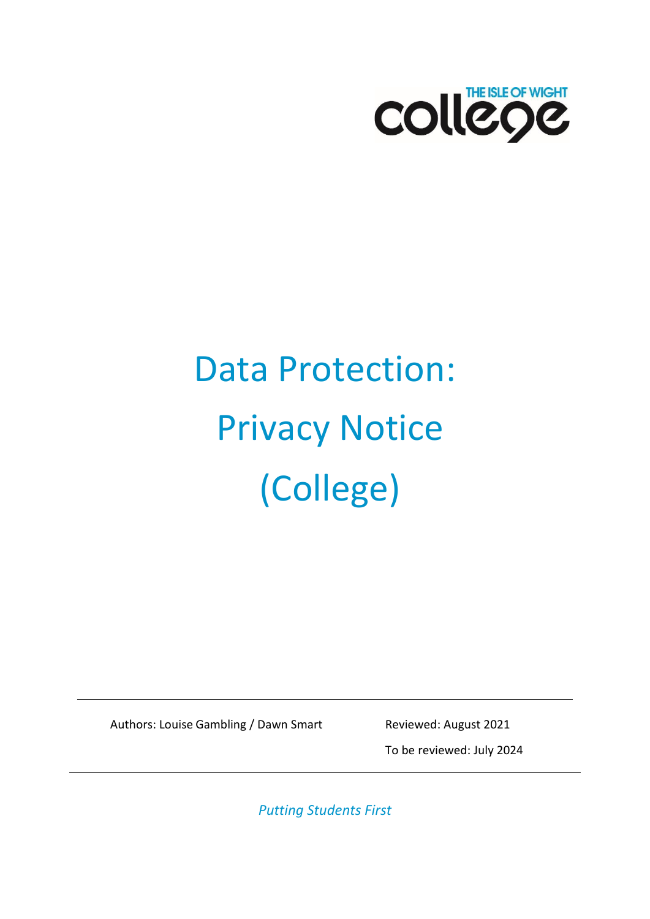THE ISLE OF WIGHT college

# Data Protection: Privacy Notice (College)

---

Authors: Louise Gambling / Dawn Smart

Reviewed: August 2021

To be reviewed: July 2024

---

*Putting Students First*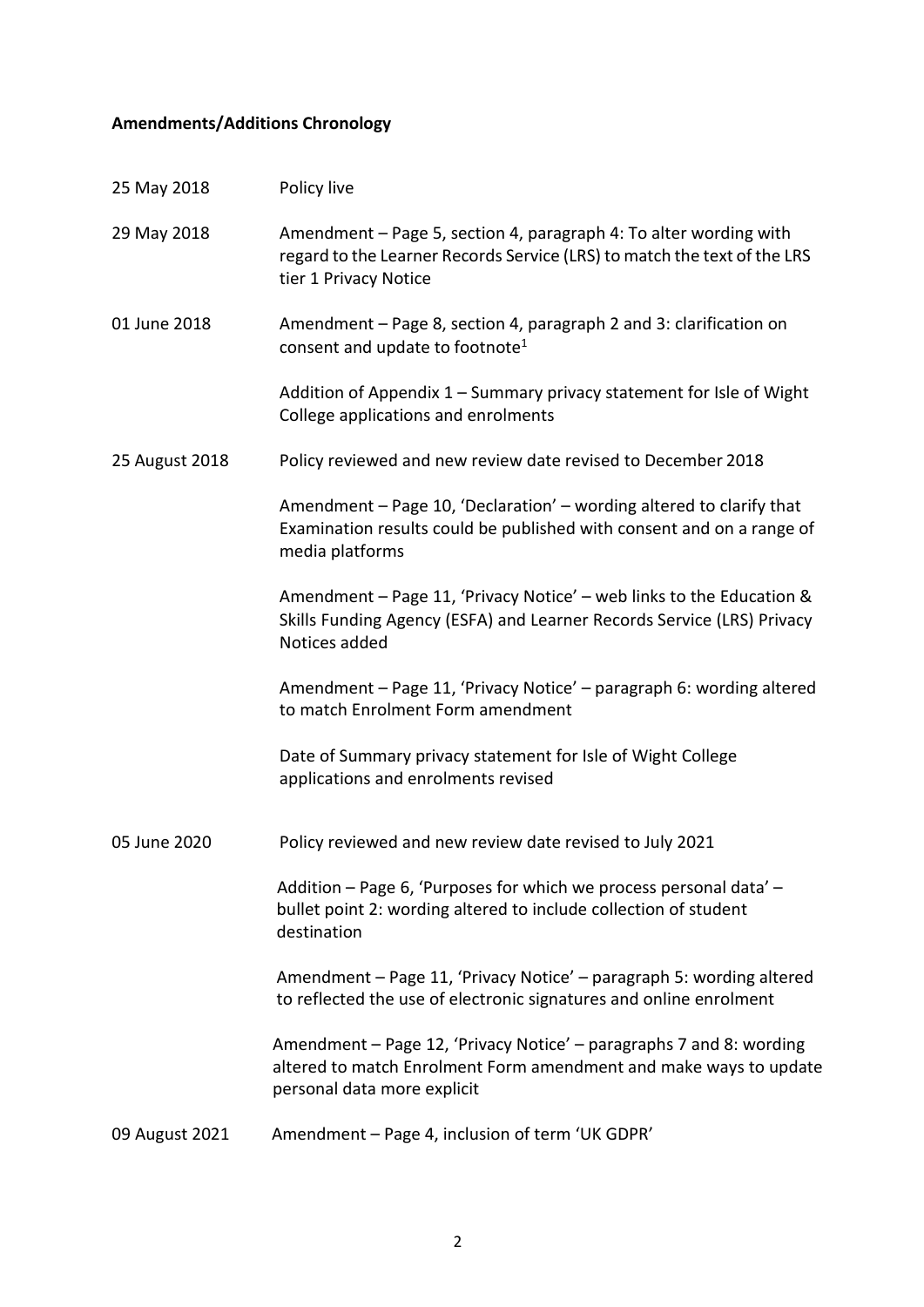**Amendments/Additions Chronology**

| | |
|---|---|
| 25 May 2018 | Policy live |
| 29 May 2018 | Amendment – Page 5, section 4, paragraph 4: To alter wording with regard to the Learner Records Service (LRS) to match the text of the LRS tier 1 Privacy Notice |
| 01 June 2018 | Amendment – Page 8, section 4, paragraph 2 and 3: clarification on consent and update to footnote[1] |
| | Addition of Appendix 1 – Summary privacy statement for Isle of Wight College applications and enrolments |
| 25 August 2018 | Policy reviewed and new review date revised to December 2018 |
| | Amendment – Page 10, 'Declaration' – wording altered to clarify that Examination results could be published with consent and on a range of media platforms |
| | Amendment – Page 11, 'Privacy Notice' – web links to the Education & Skills Funding Agency (ESFA) and Learner Records Service (LRS) Privacy Notices added |
| | Amendment – Page 11, 'Privacy Notice' – paragraph 6: wording altered to match Enrolment Form amendment |
| | Date of Summary privacy statement for Isle of Wight College applications and enrolments revised |
| 05 June 2020 | Policy reviewed and new review date revised to July 2021 |
| | Addition – Page 6, 'Purposes for which we process personal data' – bullet point 2: wording altered to include collection of student destination |
| | Amendment – Page 11, 'Privacy Notice' – paragraph 5: wording altered to reflected the use of electronic signatures and online enrolment |
| | Amendment – Page 12, 'Privacy Notice' – paragraphs 7 and 8: wording altered to match Enrolment Form amendment and make ways to update personal data more explicit |
| 09 August 2021 | Amendment – Page 4, inclusion of term 'UK GDPR' |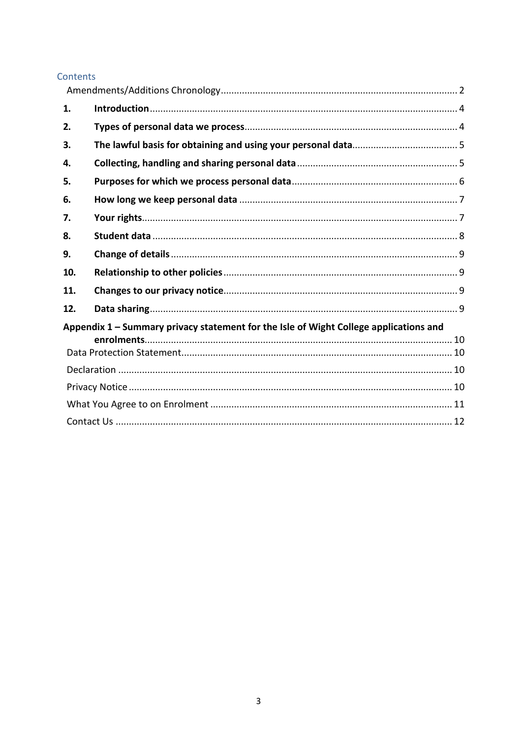## Contents

Amendments/Additions Chronology ..... 2

1. **Introduction** ..... 4
2. **Types of personal data we process** ..... 4
3. **The lawful basis for obtaining and using your personal data** ..... 5
4. **Collecting, handling and sharing personal data** ..... 5
5. **Purposes for which we process personal data** ..... 6
6. **How long we keep personal data** ..... 7
7. **Your rights** ..... 7
8. **Student data** ..... 8
9. **Change of details** ..... 9
10. **Relationship to other policies** ..... 9
11. **Changes to our privacy notice** ..... 9
12. **Data sharing** ..... 9

**Appendix 1 – Summary privacy statement for the Isle of Wight College applications and enrolments** ..... 10

Data Protection Statement ..... 10

Declaration ..... 10

Privacy Notice ..... 10

What You Agree to on Enrolment ..... 11

Contact Us ..... 12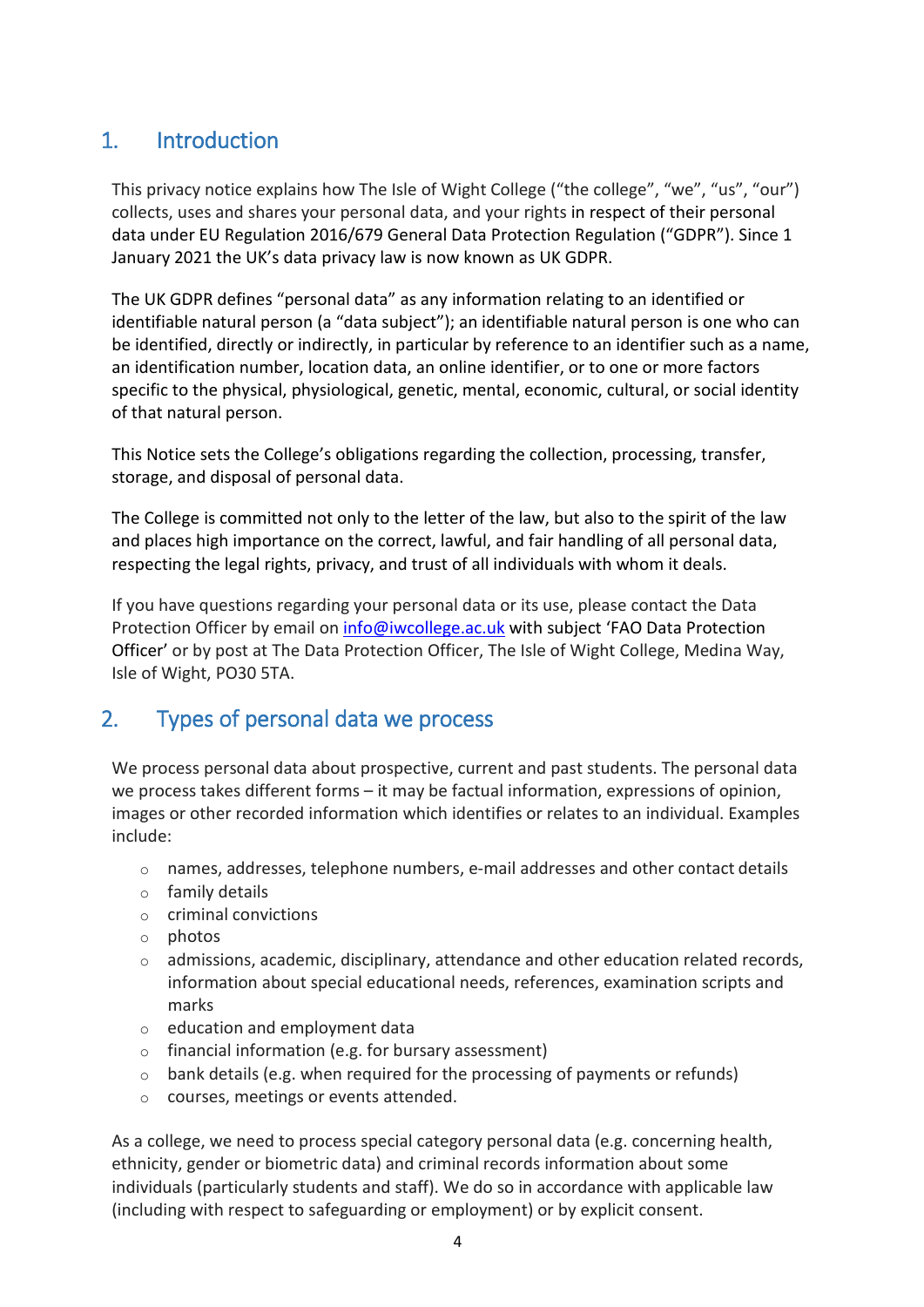## 1. Introduction

This privacy notice explains how The Isle of Wight College ("the college", "we", "us", "our") collects, uses and shares your personal data, and your rights in respect of their personal data under EU Regulation 2016/679 General Data Protection Regulation ("GDPR"). Since 1 January 2021 the UK's data privacy law is now known as UK GDPR.

The UK GDPR defines "personal data" as any information relating to an identified or identifiable natural person (a "data subject"); an identifiable natural person is one who can be identified, directly or indirectly, in particular by reference to an identifier such as a name, an identification number, location data, an online identifier, or to one or more factors specific to the physical, physiological, genetic, mental, economic, cultural, or social identity of that natural person.

This Notice sets the College's obligations regarding the collection, processing, transfer, storage, and disposal of personal data.

The College is committed not only to the letter of the law, but also to the spirit of the law and places high importance on the correct, lawful, and fair handling of all personal data, respecting the legal rights, privacy, and trust of all individuals with whom it deals.

If you have questions regarding your personal data or its use, please contact the Data Protection Officer by email on info@iwcollege.ac.uk with subject 'FAO Data Protection Officer' or by post at The Data Protection Officer, The Isle of Wight College, Medina Way, Isle of Wight, PO30 5TA.

## 2. Types of personal data we process

We process personal data about prospective, current and past students. The personal data we process takes different forms – it may be factual information, expressions of opinion, images or other recorded information which identifies or relates to an individual. Examples include:

- names, addresses, telephone numbers, e-mail addresses and other contact details
- family details
- criminal convictions
- photos
- admissions, academic, disciplinary, attendance and other education related records, information about special educational needs, references, examination scripts and marks
- education and employment data
- financial information (e.g. for bursary assessment)
- bank details (e.g. when required for the processing of payments or refunds)
- courses, meetings or events attended.

As a college, we need to process special category personal data (e.g. concerning health, ethnicity, gender or biometric data) and criminal records information about some individuals (particularly students and staff). We do so in accordance with applicable law (including with respect to safeguarding or employment) or by explicit consent.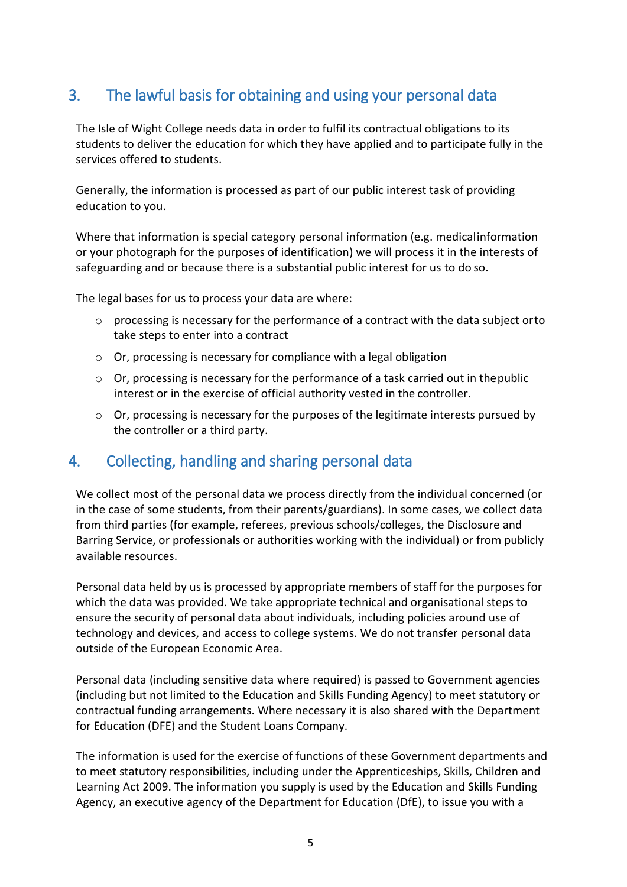## 3. The lawful basis for obtaining and using your personal data

The Isle of Wight College needs data in order to fulfil its contractual obligations to its students to deliver the education for which they have applied and to participate fully in the services offered to students.

Generally, the information is processed as part of our public interest task of providing education to you.

Where that information is special category personal information (e.g. medical information or your photograph for the purposes of identification) we will process it in the interests of safeguarding and or because there is a substantial public interest for us to do so.

The legal bases for us to process your data are where:

- processing is necessary for the performance of a contract with the data subject or to take steps to enter into a contract
- Or, processing is necessary for compliance with a legal obligation
- Or, processing is necessary for the performance of a task carried out in the public interest or in the exercise of official authority vested in the controller.
- Or, processing is necessary for the purposes of the legitimate interests pursued by the controller or a third party.

## 4. Collecting, handling and sharing personal data

We collect most of the personal data we process directly from the individual concerned (or in the case of some students, from their parents/guardians). In some cases, we collect data from third parties (for example, referees, previous schools/colleges, the Disclosure and Barring Service, or professionals or authorities working with the individual) or from publicly available resources.

Personal data held by us is processed by appropriate members of staff for the purposes for which the data was provided. We take appropriate technical and organisational steps to ensure the security of personal data about individuals, including policies around use of technology and devices, and access to college systems. We do not transfer personal data outside of the European Economic Area.

Personal data (including sensitive data where required) is passed to Government agencies (including but not limited to the Education and Skills Funding Agency) to meet statutory or contractual funding arrangements. Where necessary it is also shared with the Department for Education (DFE) and the Student Loans Company.

The information is used for the exercise of functions of these Government departments and to meet statutory responsibilities, including under the Apprenticeships, Skills, Children and Learning Act 2009. The information you supply is used by the Education and Skills Funding Agency, an executive agency of the Department for Education (DfE), to issue you with a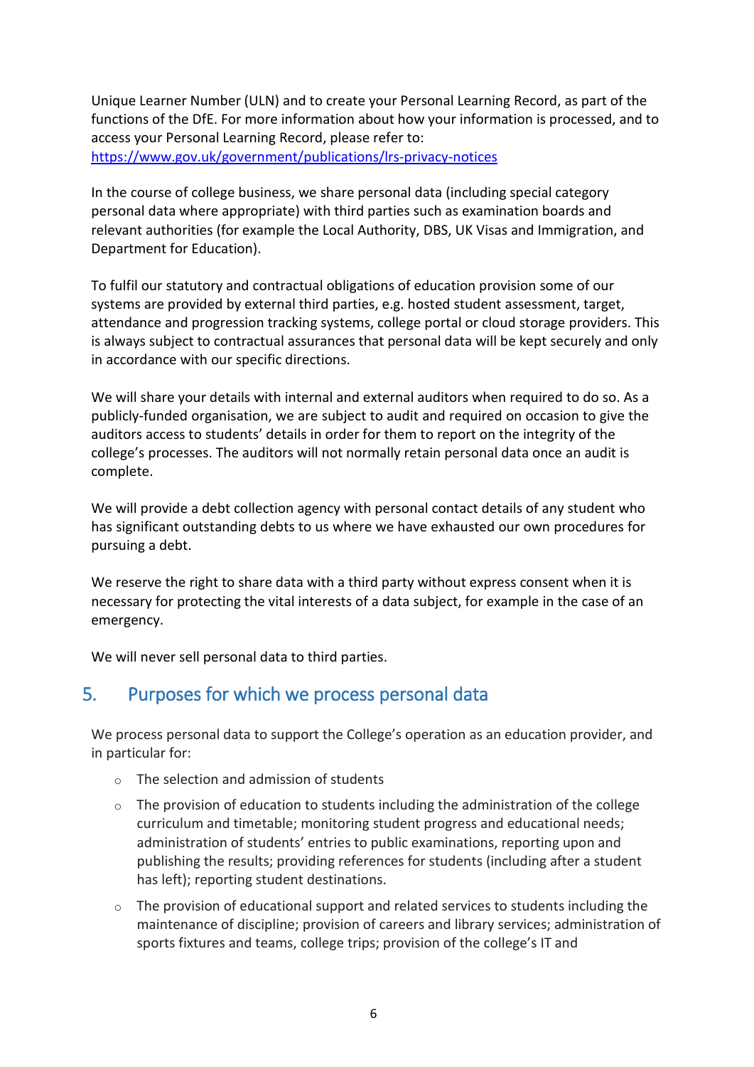Unique Learner Number (ULN) and to create your Personal Learning Record, as part of the functions of the DfE. For more information about how your information is processed, and to access your Personal Learning Record, please refer to:
[https://www.gov.uk/government/publications/lrs-privacy-notices](https://www.gov.uk/government/publications/lrs-privacy-notices)

In the course of college business, we share personal data (including special category personal data where appropriate) with third parties such as examination boards and relevant authorities (for example the Local Authority, DBS, UK Visas and Immigration, and Department for Education).

To fulfil our statutory and contractual obligations of education provision some of our systems are provided by external third parties, e.g. hosted student assessment, target, attendance and progression tracking systems, college portal or cloud storage providers. This is always subject to contractual assurances that personal data will be kept securely and only in accordance with our specific directions.

We will share your details with internal and external auditors when required to do so. As a publicly-funded organisation, we are subject to audit and required on occasion to give the auditors access to students' details in order for them to report on the integrity of the college's processes. The auditors will not normally retain personal data once an audit is complete.

We will provide a debt collection agency with personal contact details of any student who has significant outstanding debts to us where we have exhausted our own procedures for pursuing a debt.

We reserve the right to share data with a third party without express consent when it is necessary for protecting the vital interests of a data subject, for example in the case of an emergency.

We will never sell personal data to third parties.

## 5. Purposes for which we process personal data

We process personal data to support the College's operation as an education provider, and in particular for:

- The selection and admission of students
- The provision of education to students including the administration of the college curriculum and timetable; monitoring student progress and educational needs; administration of students' entries to public examinations, reporting upon and publishing the results; providing references for students (including after a student has left); reporting student destinations.
- The provision of educational support and related services to students including the maintenance of discipline; provision of careers and library services; administration of sports fixtures and teams, college trips; provision of the college's IT and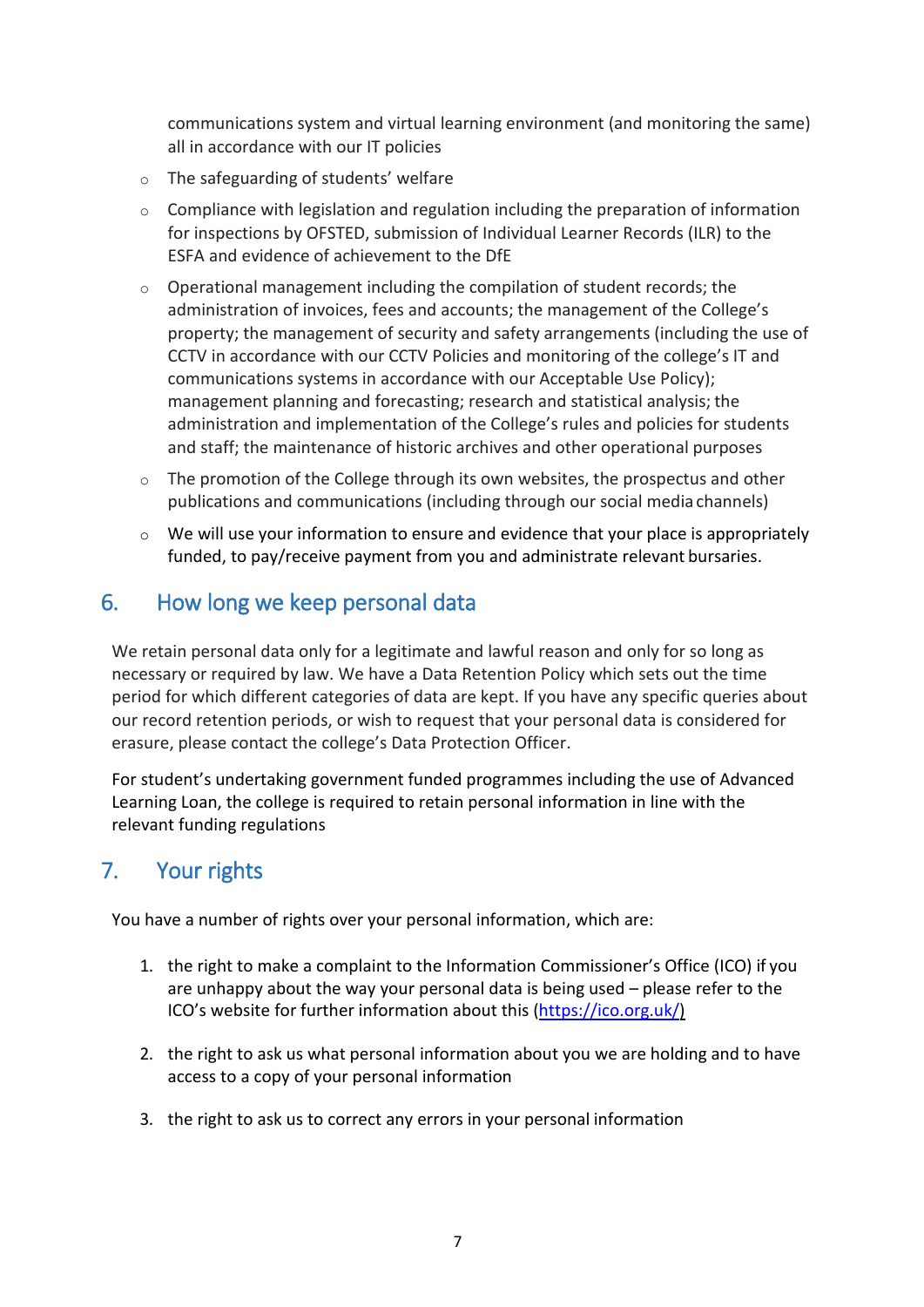communications system and virtual learning environment (and monitoring the same) all in accordance with our IT policies

- The safeguarding of students' welfare
- Compliance with legislation and regulation including the preparation of information for inspections by OFSTED, submission of Individual Learner Records (ILR) to the ESFA and evidence of achievement to the DfE
- Operational management including the compilation of student records; the administration of invoices, fees and accounts; the management of the College's property; the management of security and safety arrangements (including the use of CCTV in accordance with our CCTV Policies and monitoring of the college's IT and communications systems in accordance with our Acceptable Use Policy); management planning and forecasting; research and statistical analysis; the administration and implementation of the College's rules and policies for students and staff; the maintenance of historic archives and other operational purposes
- The promotion of the College through its own websites, the prospectus and other publications and communications (including through our social media channels)
- We will use your information to ensure and evidence that your place is appropriately funded, to pay/receive payment from you and administrate relevant bursaries.

## 6. How long we keep personal data

We retain personal data only for a legitimate and lawful reason and only for so long as necessary or required by law. We have a Data Retention Policy which sets out the time period for which different categories of data are kept. If you have any specific queries about our record retention periods, or wish to request that your personal data is considered for erasure, please contact the college's Data Protection Officer.

For student's undertaking government funded programmes including the use of Advanced Learning Loan, the college is required to retain personal information in line with the relevant funding regulations

## 7. Your rights

You have a number of rights over your personal information, which are:

1. the right to make a complaint to the Information Commissioner's Office (ICO) if you are unhappy about the way your personal data is being used – please refer to the ICO's website for further information about this (https://ico.org.uk/)
2. the right to ask us what personal information about you we are holding and to have access to a copy of your personal information
3. the right to ask us to correct any errors in your personal information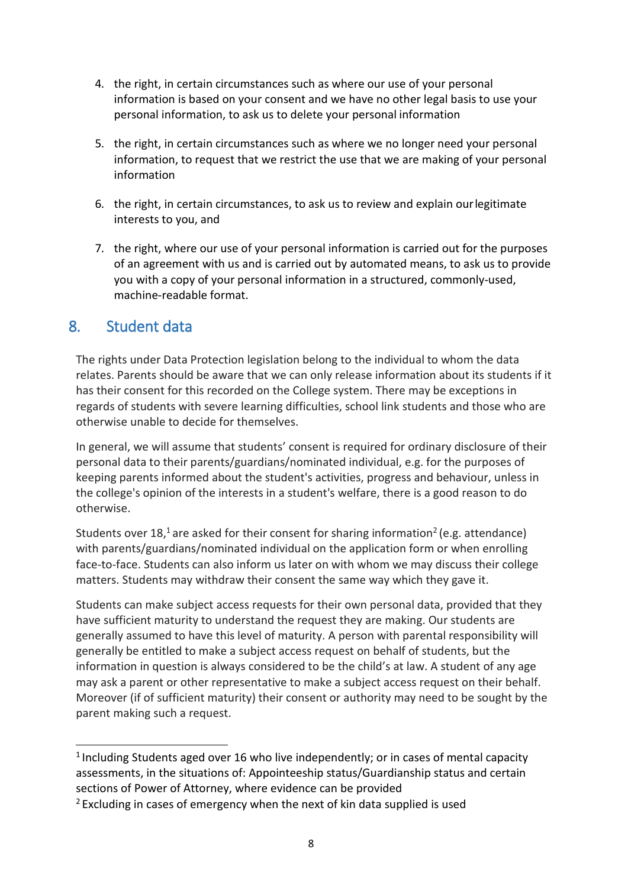4. the right, in certain circumstances such as where our use of your personal information is based on your consent and we have no other legal basis to use your personal information, to ask us to delete your personal information

5. the right, in certain circumstances such as where we no longer need your personal information, to request that we restrict the use that we are making of your personal information

6. the right, in certain circumstances, to ask us to review and explain our legitimate interests to you, and

7. the right, where our use of your personal information is carried out for the purposes of an agreement with us and is carried out by automated means, to ask us to provide you with a copy of your personal information in a structured, commonly-used, machine-readable format.

## 8. Student data

The rights under Data Protection legislation belong to the individual to whom the data relates. Parents should be aware that we can only release information about its students if it has their consent for this recorded on the College system. There may be exceptions in regards of students with severe learning difficulties, school link students and those who are otherwise unable to decide for themselves.

In general, we will assume that students' consent is required for ordinary disclosure of their personal data to their parents/guardians/nominated individual, e.g. for the purposes of keeping parents informed about the student's activities, progress and behaviour, unless in the college's opinion of the interests in a student's welfare, there is a good reason to do otherwise.

Students over 18,[1] are asked for their consent for sharing information[2] (e.g. attendance) with parents/guardians/nominated individual on the application form or when enrolling face-to-face. Students can also inform us later on with whom we may discuss their college matters. Students may withdraw their consent the same way which they gave it.

Students can make subject access requests for their own personal data, provided that they have sufficient maturity to understand the request they are making. Our students are generally assumed to have this level of maturity. A person with parental responsibility will generally be entitled to make a subject access request on behalf of students, but the information in question is always considered to be the child's at law. A student of any age may ask a parent or other representative to make a subject access request on their behalf. Moreover (if of sufficient maturity) their consent or authority may need to be sought by the parent making such a request.

---

[1] Including Students aged over 16 who live independently; or in cases of mental capacity assessments, in the situations of: Appointeeship status/Guardianship status and certain sections of Power of Attorney, where evidence can be provided

[2] Excluding in cases of emergency when the next of kin data supplied is used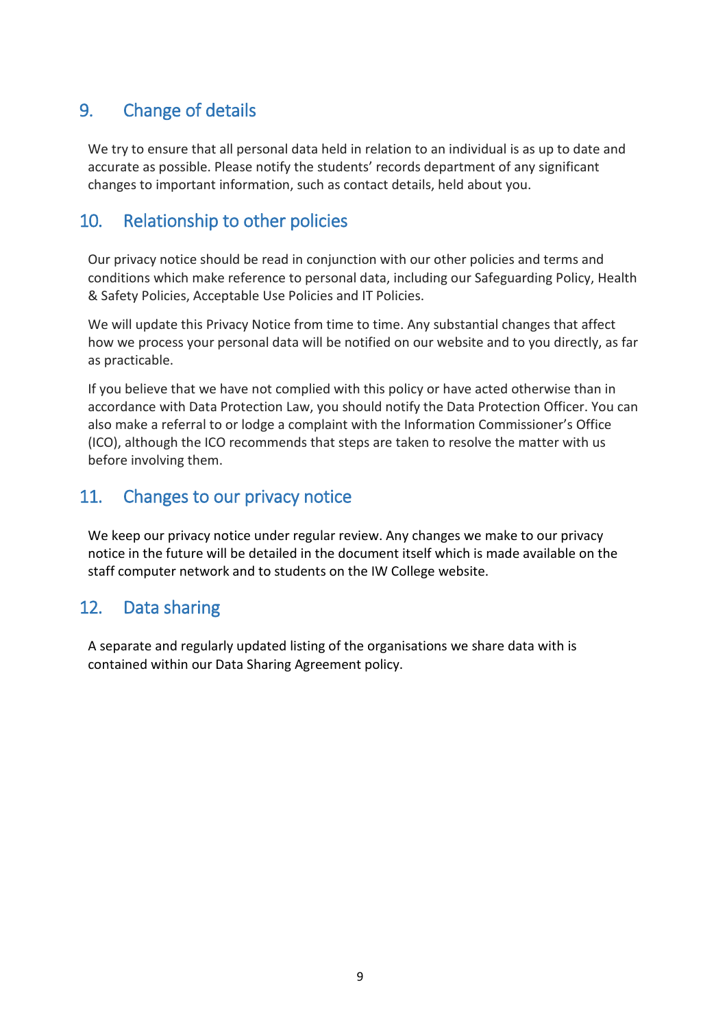## 9. Change of details

We try to ensure that all personal data held in relation to an individual is as up to date and accurate as possible. Please notify the students' records department of any significant changes to important information, such as contact details, held about you.

## 10. Relationship to other policies

Our privacy notice should be read in conjunction with our other policies and terms and conditions which make reference to personal data, including our Safeguarding Policy, Health & Safety Policies, Acceptable Use Policies and IT Policies.

We will update this Privacy Notice from time to time. Any substantial changes that affect how we process your personal data will be notified on our website and to you directly, as far as practicable.

If you believe that we have not complied with this policy or have acted otherwise than in accordance with Data Protection Law, you should notify the Data Protection Officer. You can also make a referral to or lodge a complaint with the Information Commissioner's Office (ICO), although the ICO recommends that steps are taken to resolve the matter with us before involving them.

## 11. Changes to our privacy notice

We keep our privacy notice under regular review. Any changes we make to our privacy notice in the future will be detailed in the document itself which is made available on the staff computer network and to students on the IW College website.

## 12. Data sharing

A separate and regularly updated listing of the organisations we share data with is contained within our Data Sharing Agreement policy.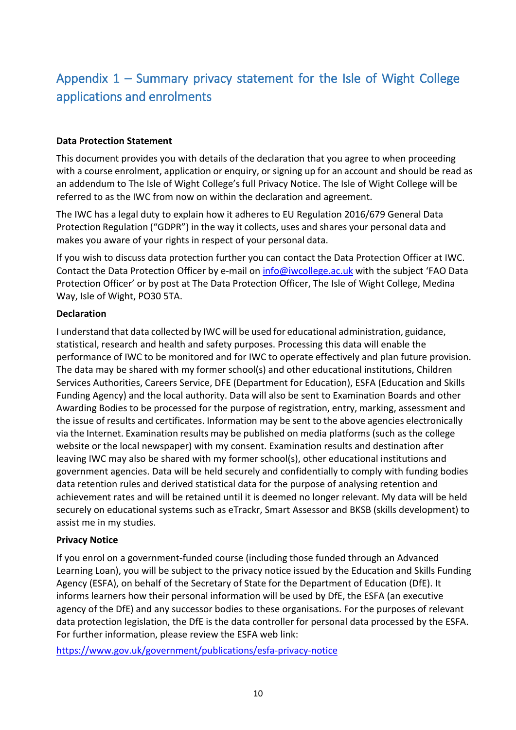## Appendix 1 – Summary privacy statement for the Isle of Wight College applications and enrolments

**Data Protection Statement**

This document provides you with details of the declaration that you agree to when proceeding with a course enrolment, application or enquiry, or signing up for an account and should be read as an addendum to The Isle of Wight College's full Privacy Notice. The Isle of Wight College will be referred to as the IWC from now on within the declaration and agreement.

The IWC has a legal duty to explain how it adheres to EU Regulation 2016/679 General Data Protection Regulation ("GDPR") in the way it collects, uses and shares your personal data and makes you aware of your rights in respect of your personal data.

If you wish to discuss data protection further you can contact the Data Protection Officer at IWC. Contact the Data Protection Officer by e-mail on info@iwcollege.ac.uk with the subject 'FAO Data Protection Officer' or by post at The Data Protection Officer, The Isle of Wight College, Medina Way, Isle of Wight, PO30 5TA.

**Declaration**

I understand that data collected by IWC will be used for educational administration, guidance, statistical, research and health and safety purposes. Processing this data will enable the performance of IWC to be monitored and for IWC to operate effectively and plan future provision. The data may be shared with my former school(s) and other educational institutions, Children Services Authorities, Careers Service, DFE (Department for Education), ESFA (Education and Skills Funding Agency) and the local authority. Data will also be sent to Examination Boards and other Awarding Bodies to be processed for the purpose of registration, entry, marking, assessment and the issue of results and certificates. Information may be sent to the above agencies electronically via the Internet. Examination results may be published on media platforms (such as the college website or the local newspaper) with my consent. Examination results and destination after leaving IWC may also be shared with my former school(s), other educational institutions and government agencies. Data will be held securely and confidentially to comply with funding bodies data retention rules and derived statistical data for the purpose of analysing retention and achievement rates and will be retained until it is deemed no longer relevant. My data will be held securely on educational systems such as eTrackr, Smart Assessor and BKSB (skills development) to assist me in my studies.

**Privacy Notice**

If you enrol on a government-funded course (including those funded through an Advanced Learning Loan), you will be subject to the privacy notice issued by the Education and Skills Funding Agency (ESFA), on behalf of the Secretary of State for the Department of Education (DfE). It informs learners how their personal information will be used by DfE, the ESFA (an executive agency of the DfE) and any successor bodies to these organisations. For the purposes of relevant data protection legislation, the DfE is the data controller for personal data processed by the ESFA. For further information, please review the ESFA web link:

https://www.gov.uk/government/publications/esfa-privacy-notice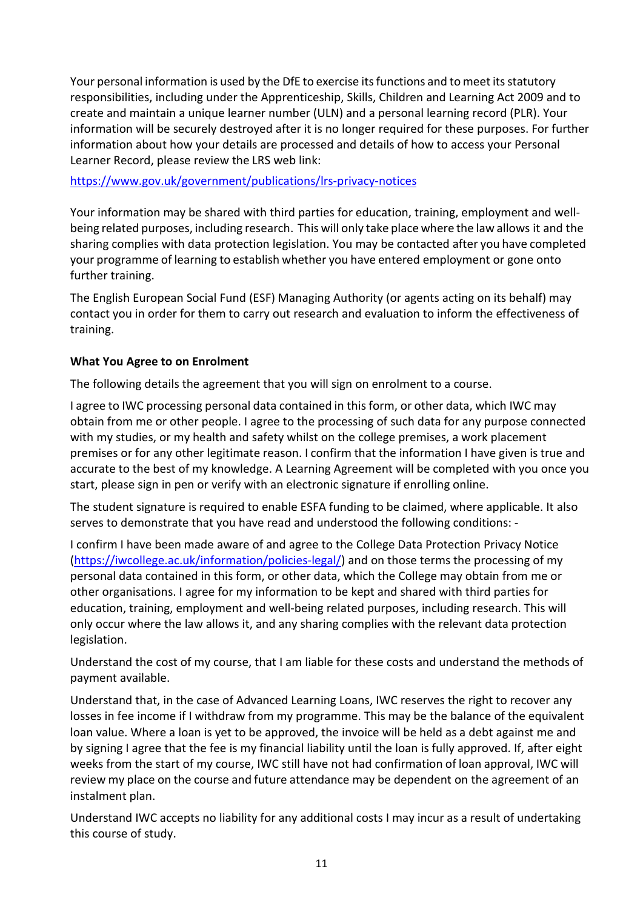Your personal information is used by the DfE to exercise its functions and to meet its statutory responsibilities, including under the Apprenticeship, Skills, Children and Learning Act 2009 and to create and maintain a unique learner number (ULN) and a personal learning record (PLR). Your information will be securely destroyed after it is no longer required for these purposes. For further information about how your details are processed and details of how to access your Personal Learner Record, please review the LRS web link:

https://www.gov.uk/government/publications/lrs-privacy-notices

Your information may be shared with third parties for education, training, employment and well-being related purposes, including research. This will only take place where the law allows it and the sharing complies with data protection legislation. You may be contacted after you have completed your programme of learning to establish whether you have entered employment or gone onto further training.

The English European Social Fund (ESF) Managing Authority (or agents acting on its behalf) may contact you in order for them to carry out research and evaluation to inform the effectiveness of training.

**What You Agree to on Enrolment**

The following details the agreement that you will sign on enrolment to a course.

I agree to IWC processing personal data contained in this form, or other data, which IWC may obtain from me or other people. I agree to the processing of such data for any purpose connected with my studies, or my health and safety whilst on the college premises, a work placement premises or for any other legitimate reason. I confirm that the information I have given is true and accurate to the best of my knowledge. A Learning Agreement will be completed with you once you start, please sign in pen or verify with an electronic signature if enrolling online.

The student signature is required to enable ESFA funding to be claimed, where applicable. It also serves to demonstrate that you have read and understood the following conditions: -

I confirm I have been made aware of and agree to the College Data Protection Privacy Notice (https://iwcollege.ac.uk/information/policies-legal/) and on those terms the processing of my personal data contained in this form, or other data, which the College may obtain from me or other organisations. I agree for my information to be kept and shared with third parties for education, training, employment and well-being related purposes, including research. This will only occur where the law allows it, and any sharing complies with the relevant data protection legislation.

Understand the cost of my course, that I am liable for these costs and understand the methods of payment available.

Understand that, in the case of Advanced Learning Loans, IWC reserves the right to recover any losses in fee income if I withdraw from my programme. This may be the balance of the equivalent loan value. Where a loan is yet to be approved, the invoice will be held as a debt against me and by signing I agree that the fee is my financial liability until the loan is fully approved. If, after eight weeks from the start of my course, IWC still have not had confirmation of loan approval, IWC will review my place on the course and future attendance may be dependent on the agreement of an instalment plan.

Understand IWC accepts no liability for any additional costs I may incur as a result of undertaking this course of study.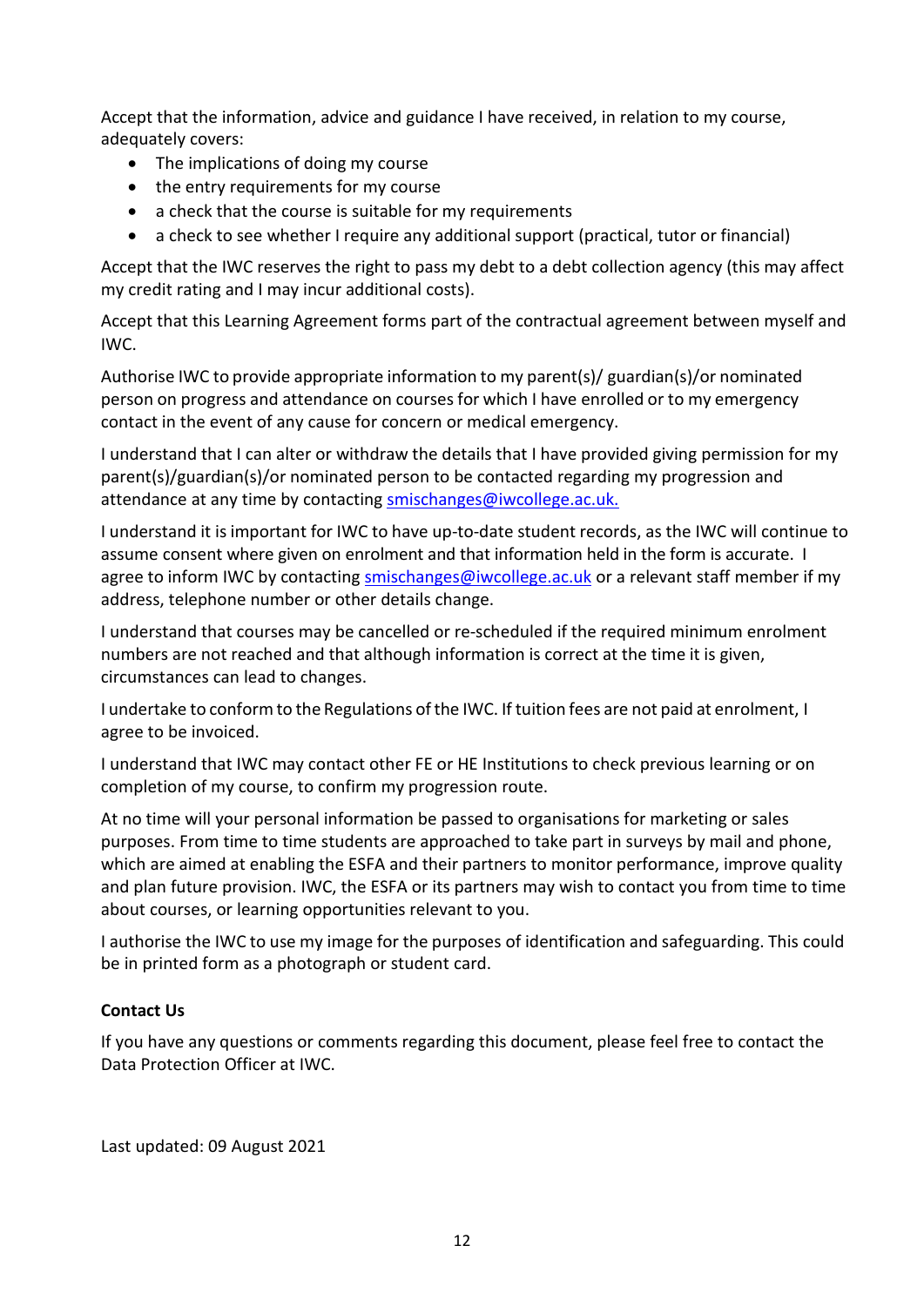Accept that the information, advice and guidance I have received, in relation to my course, adequately covers:

- The implications of doing my course
- the entry requirements for my course
- a check that the course is suitable for my requirements
- a check to see whether I require any additional support (practical, tutor or financial)

Accept that the IWC reserves the right to pass my debt to a debt collection agency (this may affect my credit rating and I may incur additional costs).

Accept that this Learning Agreement forms part of the contractual agreement between myself and IWC.

Authorise IWC to provide appropriate information to my parent(s)/ guardian(s)/or nominated person on progress and attendance on courses for which I have enrolled or to my emergency contact in the event of any cause for concern or medical emergency.

I understand that I can alter or withdraw the details that I have provided giving permission for my parent(s)/guardian(s)/or nominated person to be contacted regarding my progression and attendance at any time by contacting smischanges@iwcollege.ac.uk.

I understand it is important for IWC to have up-to-date student records, as the IWC will continue to assume consent where given on enrolment and that information held in the form is accurate. I agree to inform IWC by contacting smischanges@iwcollege.ac.uk or a relevant staff member if my address, telephone number or other details change.

I understand that courses may be cancelled or re-scheduled if the required minimum enrolment numbers are not reached and that although information is correct at the time it is given, circumstances can lead to changes.

I undertake to conform to the Regulations of the IWC. If tuition fees are not paid at enrolment, I agree to be invoiced.

I understand that IWC may contact other FE or HE Institutions to check previous learning or on completion of my course, to confirm my progression route.

At no time will your personal information be passed to organisations for marketing or sales purposes. From time to time students are approached to take part in surveys by mail and phone, which are aimed at enabling the ESFA and their partners to monitor performance, improve quality and plan future provision. IWC, the ESFA or its partners may wish to contact you from time to time about courses, or learning opportunities relevant to you.

I authorise the IWC to use my image for the purposes of identification and safeguarding. This could be in printed form as a photograph or student card.

**Contact Us**

If you have any questions or comments regarding this document, please feel free to contact the Data Protection Officer at IWC.

Last updated: 09 August 2021